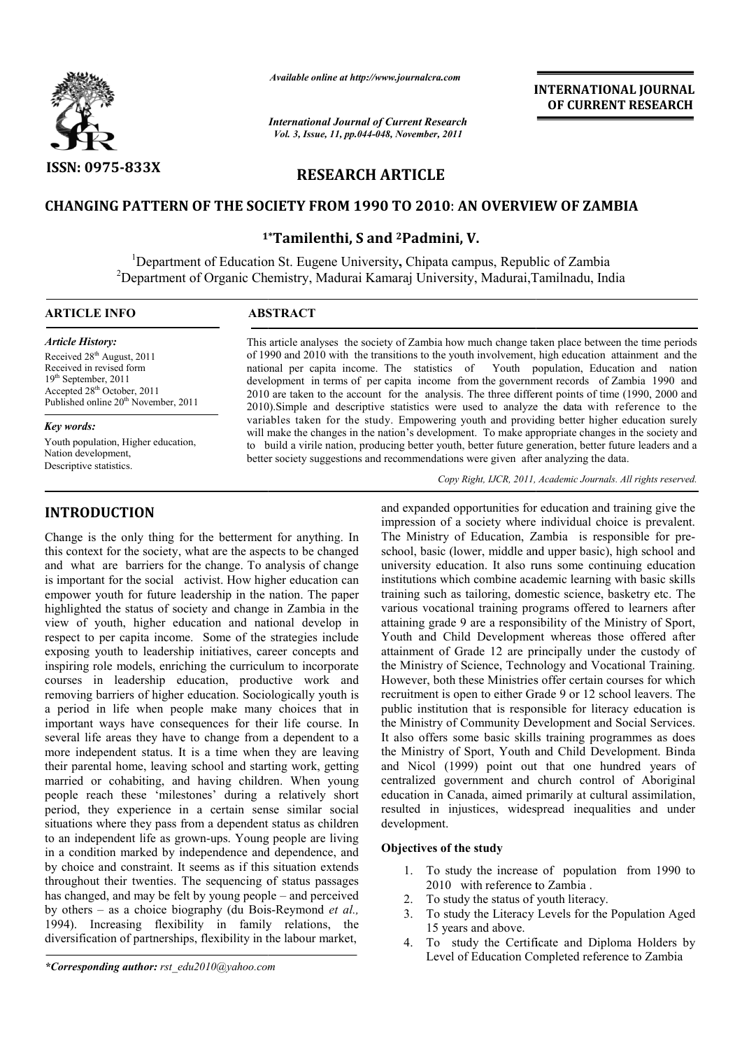*Available online at http://www.journalcra.com*

*International Journal of Current Research*
*Vol. 3, Issue, 11, pp.044-048, November, 2011*

**INTERNATIONAL JOURNAL OF CURRENT RESEARCH**

**ISSN: 0975-833X**

## RESEARCH ARTICLE

# CHANGING PATTERN OF THE SOCIETY FROM 1990 TO 2010: AN OVERVIEW OF ZAMBIA

**[1*]Tamilenthi, S and [2]Padmini, V.**

[1]Department of Education St. Eugene University, Chipata campus, Republic of Zambia
[2]Department of Organic Chemistry, Madurai Kamaraj University, Madurai,Tamilnadu, India

### ARTICLE INFO

*Article History:*
Received 28[th] August, 2011
Received in revised form
19[th] September, 2011
Accepted 28[th] October, 2011
Published online 20[th] November, 2011

*Key words:*
Youth population, Higher education,
Nation development,
Descriptive statistics.

### ABSTRACT

This article analyses the society of Zambia how much change taken place between the time periods of 1990 and 2010 with the transitions to the youth involvement, high education attainment and the national per capita income. The statistics of Youth population, Education and nation development in terms of per capita income from the government records of Zambia 1990 and 2010 are taken to the account for the analysis. The three different points of time (1990, 2000 and 2010).Simple and descriptive statistics were used to analyze the data with reference to the variables taken for the study. Empowering youth and providing better higher education surely will make the changes in the nation's development. To make appropriate changes in the society and to build a virile nation, producing better youth, better future generation, better future leaders and a better society suggestions and recommendations were given after analyzing the data.

*Copy Right, IJCR, 2011, Academic Journals. All rights reserved.*

## INTRODUCTION

Change is the only thing for the betterment for anything. In this context for the society, what are the aspects to be changed and what are barriers for the change. To analysis of change is important for the social activist. How higher education can empower youth for future leadership in the nation. The paper highlighted the status of society and change in Zambia in the view of youth, higher education and national develop in respect to per capita income. Some of the strategies include exposing youth to leadership initiatives, career concepts and inspiring role models, enriching the curriculum to incorporate courses in leadership education, productive work and removing barriers of higher education. Sociologically youth is a period in life when people make many choices that in important ways have consequences for their life course. In several life areas they have to change from a dependent to a more independent status. It is a time when they are leaving their parental home, leaving school and starting work, getting married or cohabiting, and having children. When young people reach these 'milestones' during a relatively short period, they experience in a certain sense similar social situations where they pass from a dependent status as children to an independent life as grown-ups. Young people are living in a condition marked by independence and dependence, and by choice and constraint. It seems as if this situation extends throughout their twenties. The sequencing of status passages has changed, and may be felt by young people – and perceived by others – as a choice biography (du Bois-Reymond *et al.,* 1994). Increasing flexibility in family relations, the diversification of partnerships, flexibility in the labour market, and expanded opportunities for education and training give the impression of a society where individual choice is prevalent. The Ministry of Education, Zambia is responsible for pre-school, basic (lower, middle and upper basic), high school and university education. It also runs some continuing education institutions which combine academic learning with basic skills training such as tailoring, domestic science, basketry etc. The various vocational training programs offered to learners after attaining grade 9 are a responsibility of the Ministry of Sport, Youth and Child Development whereas those offered after attainment of Grade 12 are principally under the custody of the Ministry of Science, Technology and Vocational Training. However, both these Ministries offer certain courses for which recruitment is open to either Grade 9 or 12 school leavers. The public institution that is responsible for literacy education is the Ministry of Community Development and Social Services. It also offers some basic skills training programmes as does the Ministry of Sport, Youth and Child Development. Binda and Nicol (1999) point out that one hundred years of centralized government and church control of Aboriginal education in Canada, aimed primarily at cultural assimilation, resulted in injustices, widespread inequalities and under development.

### Objectives of the study

1. To study the increase of population from 1990 to 2010 with reference to Zambia .
2. To study the status of youth literacy.
3. To study the Literacy Levels for the Population Aged 15 years and above.
4. To study the Certificate and Diploma Holders by Level of Education Completed reference to Zambia

*\*Corresponding author: rst_edu2010@yahoo.com*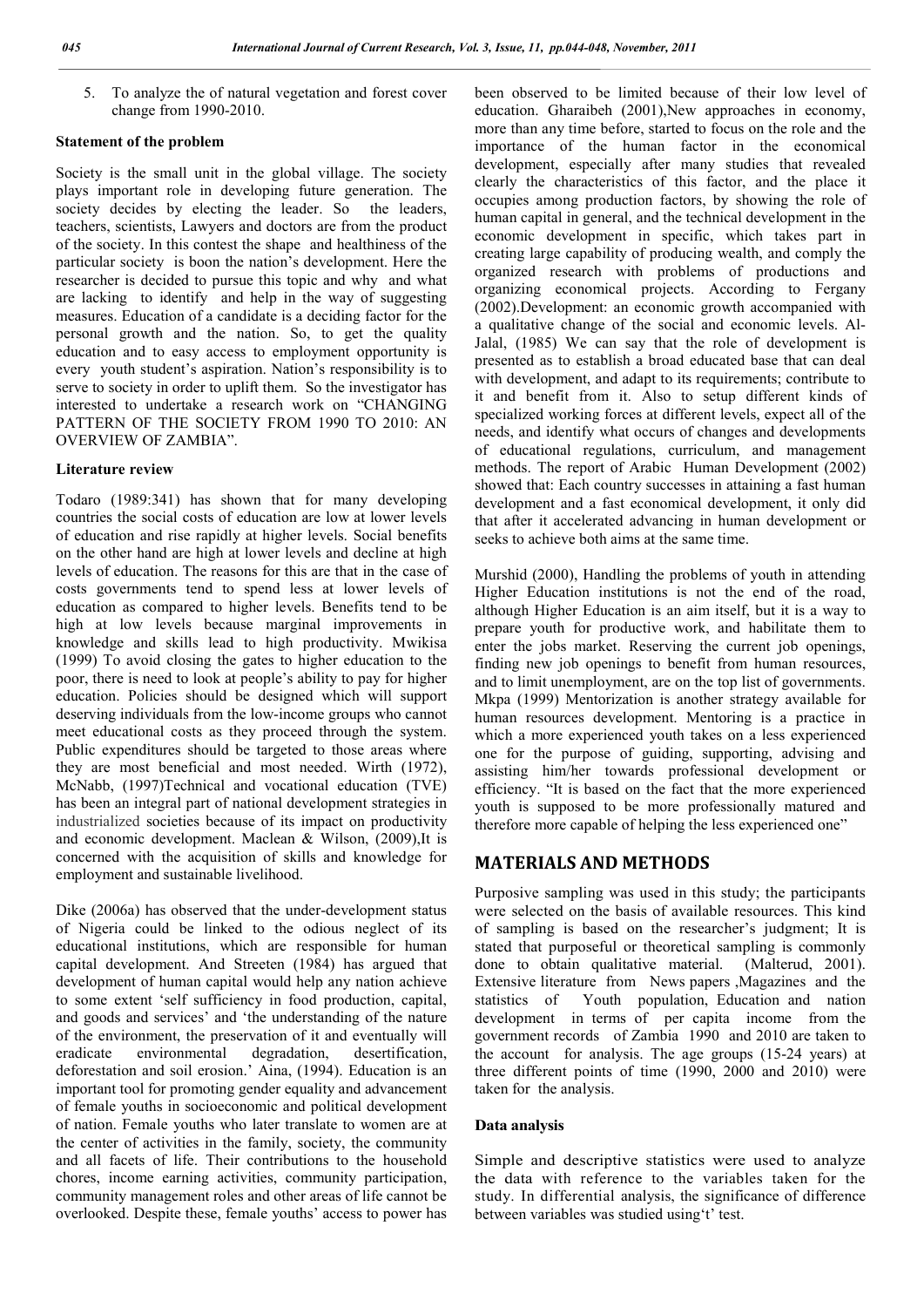5. To analyze the of natural vegetation and forest cover change from 1990-2010.

### Statement of the problem

Society is the small unit in the global village. The society plays important role in developing future generation. The society decides by electing the leader. So the leaders, teachers, scientists, Lawyers and doctors are from the product of the society. In this contest the shape and healthiness of the particular society is boon the nation's development. Here the researcher is decided to pursue this topic and why and what are lacking to identify and help in the way of suggesting measures. Education of a candidate is a deciding factor for the personal growth and the nation. So, to get the quality education and to easy access to employment opportunity is every youth student's aspiration. Nation's responsibility is to serve to society in order to uplift them. So the investigator has interested to undertake a research work on "CHANGING PATTERN OF THE SOCIETY FROM 1990 TO 2010: AN OVERVIEW OF ZAMBIA".

### Literature review

Todaro (1989:341) has shown that for many developing countries the social costs of education are low at lower levels of education and rise rapidly at higher levels. Social benefits on the other hand are high at lower levels and decline at high levels of education. The reasons for this are that in the case of costs governments tend to spend less at lower levels of education as compared to higher levels. Benefits tend to be high at low levels because marginal improvements in knowledge and skills lead to high productivity. Mwikisa (1999) To avoid closing the gates to higher education to the poor, there is need to look at people's ability to pay for higher education. Policies should be designed which will support deserving individuals from the low-income groups who cannot meet educational costs as they proceed through the system. Public expenditures should be targeted to those areas where they are most beneficial and most needed. Wirth (1972), McNabb, (1997)Technical and vocational education (TVE) has been an integral part of national development strategies in industrialized societies because of its impact on productivity and economic development. Maclean & Wilson, (2009),It is concerned with the acquisition of skills and knowledge for employment and sustainable livelihood.

Dike (2006a) has observed that the under-development status of Nigeria could be linked to the odious neglect of its educational institutions, which are responsible for human capital development. And Streeten (1984) has argued that development of human capital would help any nation achieve to some extent 'self sufficiency in food production, capital, and goods and services' and 'the understanding of the nature of the environment, the preservation of it and eventually will eradicate environmental degradation, desertification, deforestation and soil erosion.' Aina, (1994). Education is an important tool for promoting gender equality and advancement of female youths in socioeconomic and political development of nation. Female youths who later translate to women are at the center of activities in the family, society, the community and all facets of life. Their contributions to the household chores, income earning activities, community participation, community management roles and other areas of life cannot be overlooked. Despite these, female youths' access to power has been observed to be limited because of their low level of education. Gharaibeh (2001),New approaches in economy, more than any time before, started to focus on the role and the importance of the human factor in the economical development, especially after many studies that revealed clearly the characteristics of this factor, and the place it occupies among production factors, by showing the role of human capital in general, and the technical development in the economic development in specific, which takes part in creating large capability of producing wealth, and comply the organized research with problems of productions and organizing economical projects. According to Fergany (2002).Development: an economic growth accompanied with a qualitative change of the social and economic levels. Al-Jalal, (1985) We can say that the role of development is presented as to establish a broad educated base that can deal with development, and adapt to its requirements; contribute to it and benefit from it. Also to setup different kinds of specialized working forces at different levels, expect all of the needs, and identify what occurs of changes and developments of educational regulations, curriculum, and management methods. The report of Arabic Human Development (2002) showed that: Each country successes in attaining a fast human development and a fast economical development, it only did that after it accelerated advancing in human development or seeks to achieve both aims at the same time.

Murshid (2000), Handling the problems of youth in attending Higher Education institutions is not the end of the road, although Higher Education is an aim itself, but it is a way to prepare youth for productive work, and habilitate them to enter the jobs market. Reserving the current job openings, finding new job openings to benefit from human resources, and to limit unemployment, are on the top list of governments. Mkpa (1999) Mentorization is another strategy available for human resources development. Mentoring is a practice in which a more experienced youth takes on a less experienced one for the purpose of guiding, supporting, advising and assisting him/her towards professional development or efficiency. "It is based on the fact that the more experienced youth is supposed to be more professionally matured and therefore more capable of helping the less experienced one"

## MATERIALS AND METHODS

Purposive sampling was used in this study; the participants were selected on the basis of available resources. This kind of sampling is based on the researcher's judgment; It is stated that purposeful or theoretical sampling is commonly done to obtain qualitative material. (Malterud, 2001). Extensive literature from News papers ,Magazines and the statistics of Youth population, Education and nation development in terms of per capita income from the government records of Zambia 1990 and 2010 are taken to the account for analysis. The age groups (15-24 years) at three different points of time (1990, 2000 and 2010) were taken for the analysis.

### Data analysis

Simple and descriptive statistics were used to analyze the data with reference to the variables taken for the study. In differential analysis, the significance of difference between variables was studied using't' test.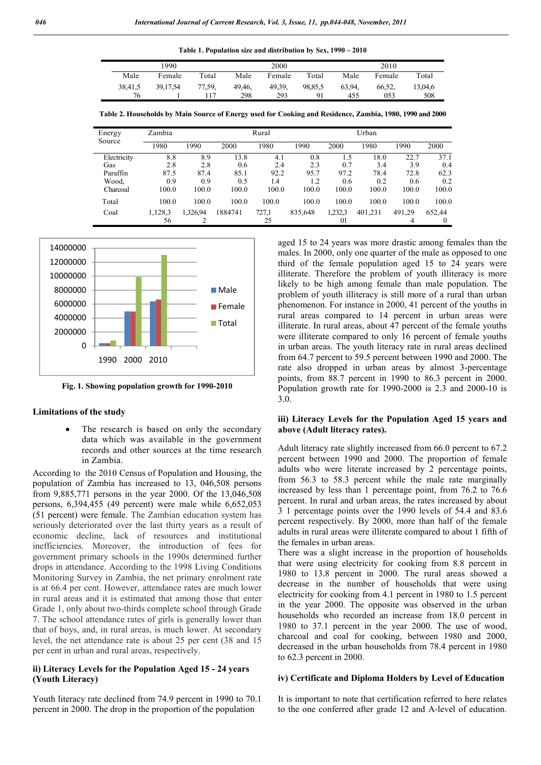**Table 1. Population size and distribution by Sex, 1990 – 2010**

| 1990 | | | 2000 | | | 2010 | | |
|---|---|---|---|---|---|---|---|---|
| Male | Female | Total | Male | Female | Total | Male | Female | Total |
| 38,41,576 | 39,17,541 | 77,59,117 | 49,46,298 | 49,39,293 | 98,85,591 | 63,94,455 | 66,52,053 | 13,04,6508 |

**Table 2. Households by Main Source of Energy used for Cooking and Residence, Zambia, 1980, 1990 and 2000**

| Energy Source | Zambia | | | Rural | | | Urban | | |
|---|---|---|---|---|---|---|---|---|---|
| | 1980 | 1990 | 2000 | 1980 | 1990 | 2000 | 1980 | 1990 | 2000 |
| Electricity | 8.8 | 8.9 | 13.8 | 4.1 | 0.8 | 1.5 | 18.0 | 22.7 | 37.1 |
| Gas | 2.8 | 2.8 | 0.6 | 2.4 | 2.3 | 0.7 | 3.4 | 3.9 | 0.4 |
| Paraffin | 87.5 | 87.4 | 85.1 | 92.2 | 95.7 | 97.2 | 78.4 | 72.8 | 62.3 |
| Wood, | 0.9 | 0.9 | 0.5 | 1.4 | 1.2 | 0.6 | 0.2 | 0.6 | 0.2 |
| Charcoal | 100.0 | 100.0 | 100.0 | 100.0 | 100.0 | 100.0 | 100.0 | 100.0 | 100.0 |
| Total | 100.0 | 100.0 | 100.0 | 100.0 | 100.0 | 100.0 | 100.0 | 100.0 | 100.0 |
| Coal | 1,128,356 | 1,326,942 | 1884741 | 727,125 | 835,648 | 1,232,301 | 401,231 | 491,294 | 652,440 |

Fig. 1. Showing population growth for 1990-2010

## Limitations of the study

- The research is based on only the secondary data which was available in the government records and other sources at the time research in Zambia.

According to the 2010 Census of Population and Housing, the population of Zambia has increased to 13, 046,508 persons from 9,885,771 persons in the year 2000. Of the 13,046,508 persons, 6,394,455 (49 percent) were male while 6,652,053 (51 percent) were female. The Zambian education system has seriously deteriorated over the last thirty years as a result of economic decline, lack of resources and institutional inefficiencies. Moreover, the introduction of fees for government primary schools in the 1990s determined further drops in attendance. According to the 1998 Living Conditions Monitoring Survey in Zambia, the net primary enrolment rate is at 66.4 per cent. However, attendance rates are much lower in rural areas and it is estimated that among those that enter Grade 1, only about two-thirds complete school through Grade 7. The school attendance rates of girls is generally lower than that of boys, and, in rural areas, is much lower. At secondary level, the net attendance rate is about 25 per cent (38 and 15 per cent in urban and rural areas, respectively.

### ii) Literacy Levels for the Population Aged 15 - 24 years (Youth Literacy)

Youth literacy rate declined from 74.9 percent in 1990 to 70.1 percent in 2000. The drop in the proportion of the population aged 15 to 24 years was more drastic among females than the males. In 2000, only one quarter of the male as opposed to one third of the female population aged 15 to 24 years were illiterate. Therefore the problem of youth illiteracy is more likely to be high among female than male population. The problem of youth illiteracy is still more of a rural than urban phenomenon. For instance in 2000, 41 percent of the youths in rural areas compared to 14 percent in urban areas were illiterate. In rural areas, about 47 percent of the female youths were illiterate compared to only 16 percent of female youths in urban areas. The youth literacy rate in rural areas declined from 64.7 percent to 59.5 percent between 1990 and 2000. The rate also dropped in urban areas by almost 3-percentage points, from 88.7 percent in 1990 to 86.3 percent in 2000. Population growth rate for 1990-2000 is 2.3 and 2000-10 is 3.0.

### iii) Literacy Levels for the Population Aged 15 years and above (Adult literacy rates).

Adult literacy rate slightly increased from 66.0 percent to 67.2 percent between 1990 and 2000. The proportion of female adults who were literate increased by 2 percentage points, from 56.3 to 58.3 percent while the male rate marginally increased by less than 1 percentage point, from 76.2 to 76.6 percent. In rural and urban areas, the rates increased by about 3 1 percentage points over the 1990 levels of 54.4 and 83.6 percent respectively. By 2000, more than half of the female adults in rural areas were illiterate compared to about 1 fifth of the females in urban areas.

There was a slight increase in the proportion of households that were using electricity for cooking from 8.8 percent in 1980 to 13.8 percent in 2000. The rural areas showed a decrease in the number of households that were using electricity for cooking from 4.1 percent in 1980 to 1.5 percent in the year 2000. The opposite was observed in the urban households who recorded an increase from 18.0 percent in 1980 to 37.1 percent in the year 2000. The use of wood, charcoal and coal for cooking, between 1980 and 2000, decreased in the urban households from 78.4 percent in 1980 to 62.3 percent in 2000.

### iv) Certificate and Diploma Holders by Level of Education

It is important to note that certification referred to here relates to the one conferred after grade 12 and A-level of education.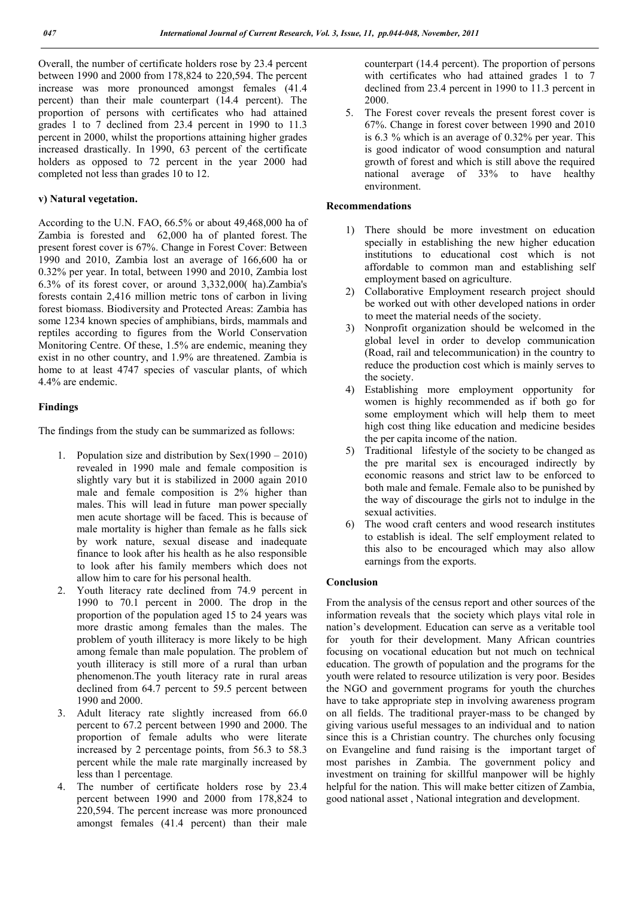Overall, the number of certificate holders rose by 23.4 percent between 1990 and 2000 from 178,824 to 220,594. The percent increase was more pronounced amongst females (41.4 percent) than their male counterpart (14.4 percent). The proportion of persons with certificates who had attained grades 1 to 7 declined from 23.4 percent in 1990 to 11.3 percent in 2000, whilst the proportions attaining higher grades increased drastically. In 1990, 63 percent of the certificate holders as opposed to 72 percent in the year 2000 had completed not less than grades 10 to 12.

### v) Natural vegetation.

According to the U.N. FAO, 66.5% or about 49,468,000 ha of Zambia is forested and 62,000 ha of planted forest. The present forest cover is 67%. Change in Forest Cover: Between 1990 and 2010, Zambia lost an average of 166,600 ha or 0.32% per year. In total, between 1990 and 2010, Zambia lost 6.3% of its forest cover, or around 3,332,000( ha).Zambia's forests contain 2,416 million metric tons of carbon in living forest biomass. Biodiversity and Protected Areas: Zambia has some 1234 known species of amphibians, birds, mammals and reptiles according to figures from the World Conservation Monitoring Centre. Of these, 1.5% are endemic, meaning they exist in no other country, and 1.9% are threatened. Zambia is home to at least 4747 species of vascular plants, of which 4.4% are endemic.

## Findings

The findings from the study can be summarized as follows:

1. Population size and distribution by Sex(1990 – 2010) revealed in 1990 male and female composition is slightly vary but it is stabilized in 2000 again 2010 male and female composition is 2% higher than males. This will lead in future man power specially men acute shortage will be faced. This is because of male mortality is higher than female as he falls sick by work nature, sexual disease and inadequate finance to look after his health as he also responsible to look after his family members which does not allow him to care for his personal health.
2. Youth literacy rate declined from 74.9 percent in 1990 to 70.1 percent in 2000. The drop in the proportion of the population aged 15 to 24 years was more drastic among females than the males. The problem of youth illiteracy is more likely to be high among female than male population. The problem of youth illiteracy is still more of a rural than urban phenomenon.The youth literacy rate in rural areas declined from 64.7 percent to 59.5 percent between 1990 and 2000.
3. Adult literacy rate slightly increased from 66.0 percent to 67.2 percent between 1990 and 2000. The proportion of female adults who were literate increased by 2 percentage points, from 56.3 to 58.3 percent while the male rate marginally increased by less than 1 percentage.
4. The number of certificate holders rose by 23.4 percent between 1990 and 2000 from 178,824 to 220,594. The percent increase was more pronounced amongst females (41.4 percent) than their male counterpart (14.4 percent). The proportion of persons with certificates who had attained grades 1 to 7 declined from 23.4 percent in 1990 to 11.3 percent in 2000.
5. The Forest cover reveals the present forest cover is 67%. Change in forest cover between 1990 and 2010 is 6.3 % which is an average of 0.32% per year. This is good indicator of wood consumption and natural growth of forest and which is still above the required national average of 33% to have healthy environment.

## Recommendations

1) There should be more investment on education specially in establishing the new higher education institutions to educational cost which is not affordable to common man and establishing self employment based on agriculture.
2) Collaborative Employment research project should be worked out with other developed nations in order to meet the material needs of the society.
3) Nonprofit organization should be welcomed in the global level in order to develop communication (Road, rail and telecommunication) in the country to reduce the production cost which is mainly serves to the society.
4) Establishing more employment opportunity for women is highly recommended as if both go for some employment which will help them to meet high cost thing like education and medicine besides the per capita income of the nation.
5) Traditional lifestyle of the society to be changed as the pre marital sex is encouraged indirectly by economic reasons and strict law to be enforced to both male and female. Female also to be punished by the way of discourage the girls not to indulge in the sexual activities.
6) The wood craft centers and wood research institutes to establish is ideal. The self employment related to this also to be encouraged which may also allow earnings from the exports.

## Conclusion

From the analysis of the census report and other sources of the information reveals that the society which plays vital role in nation's development. Education can serve as a veritable tool for youth for their development. Many African countries focusing on vocational education but not much on technical education. The growth of population and the programs for the youth were related to resource utilization is very poor. Besides the NGO and government programs for youth the churches have to take appropriate step in involving awareness program on all fields. The traditional prayer-mass to be changed by giving various useful messages to an individual and to nation since this is a Christian country. The churches only focusing on Evangeline and fund raising is the important target of most parishes in Zambia. The government policy and investment on training for skillful manpower will be highly helpful for the nation. This will make better citizen of Zambia, good national asset , National integration and development.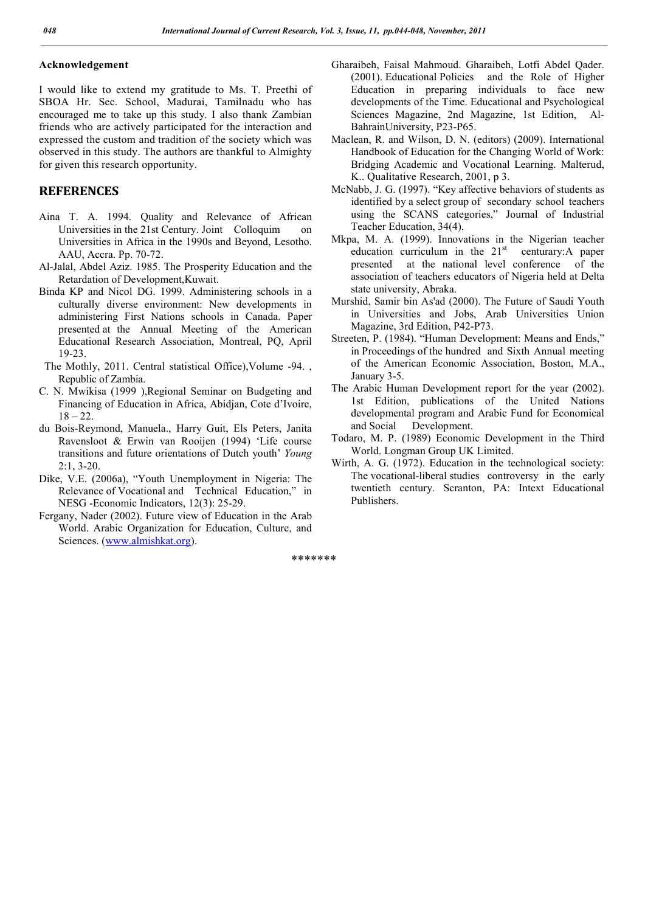### Acknowledgement

I would like to extend my gratitude to Ms. T. Preethi of SBOA Hr. Sec. School, Madurai, Tamilnadu who has encouraged me to take up this study. I also thank Zambian friends who are actively participated for the interaction and expressed the custom and tradition of the society which was observed in this study. The authors are thankful to Almighty for given this research opportunity.

## REFERENCES

Aina T. A. 1994. Quality and Relevance of African Universities in the 21st Century. Joint Colloquim on Universities in Africa in the 1990s and Beyond, Lesotho. AAU, Accra. Pp. 70-72.

Al-Jalal, Abdel Aziz. 1985. The Prosperity Education and the Retardation of Development,Kuwait.

Binda KP and Nicol DG. 1999. Administering schools in a culturally diverse environment: New developments in administering First Nations schools in Canada. Paper presented at the Annual Meeting of the American Educational Research Association, Montreal, PQ, April 19-23.

The Mothly, 2011. Central statistical Office),Volume -94. , Republic of Zambia.

C. N. Mwikisa (1999 ),Regional Seminar on Budgeting and Financing of Education in Africa, Abidjan, Cote d'Ivoire, 18 – 22.

du Bois-Reymond, Manuela., Harry Guit, Els Peters, Janita Ravensloot & Erwin van Rooijen (1994) 'Life course transitions and future orientations of Dutch youth' *Young* 2:1, 3-20.

Dike, V.E. (2006a), "Youth Unemployment in Nigeria: The Relevance of Vocational and Technical Education," in NESG -Economic Indicators, 12(3): 25-29.

Fergany, Nader (2002). Future view of Education in the Arab World. Arabic Organization for Education, Culture, and Sciences. (www.almishkat.org).

Gharaibeh, Faisal Mahmoud. Gharaibeh, Lotfi Abdel Qader. (2001). Educational Policies and the Role of Higher Education in preparing individuals to face new developments of the Time. Educational and Psychological Sciences Magazine, 2nd Magazine, 1st Edition, Al-BahrainUniversity, P23-P65.

Maclean, R. and Wilson, D. N. (editors) (2009). International Handbook of Education for the Changing World of Work: Bridging Academic and Vocational Learning. Malterud, K.. Qualitative Research, 2001, p 3.

McNabb, J. G. (1997). "Key affective behaviors of students as identified by a select group of secondary school teachers using the SCANS categories," Journal of Industrial Teacher Education, 34(4).

Mkpa, M. A. (1999). Innovations in the Nigerian teacher education curriculum in the 21st centurary:A paper presented at the national level conference of the association of teachers educators of Nigeria held at Delta state university, Abraka.

Murshid, Samir bin As'ad (2000). The Future of Saudi Youth in Universities and Jobs, Arab Universities Union Magazine, 3rd Edition, P42-P73.

Streeten, P. (1984). "Human Development: Means and Ends," in Proceedings of the hundred and Sixth Annual meeting of the American Economic Association, Boston, M.A., January 3-5.

The Arabic Human Development report for the year (2002). 1st Edition, publications of the United Nations developmental program and Arabic Fund for Economical and Social Development.

Todaro, M. P. (1989) Economic Development in the Third World. Longman Group UK Limited.

Wirth, A. G. (1972). Education in the technological society: The vocational-liberal studies controversy in the early twentieth century. Scranton, PA: Intext Educational Publishers.

\*\*\*\*\*\*\*